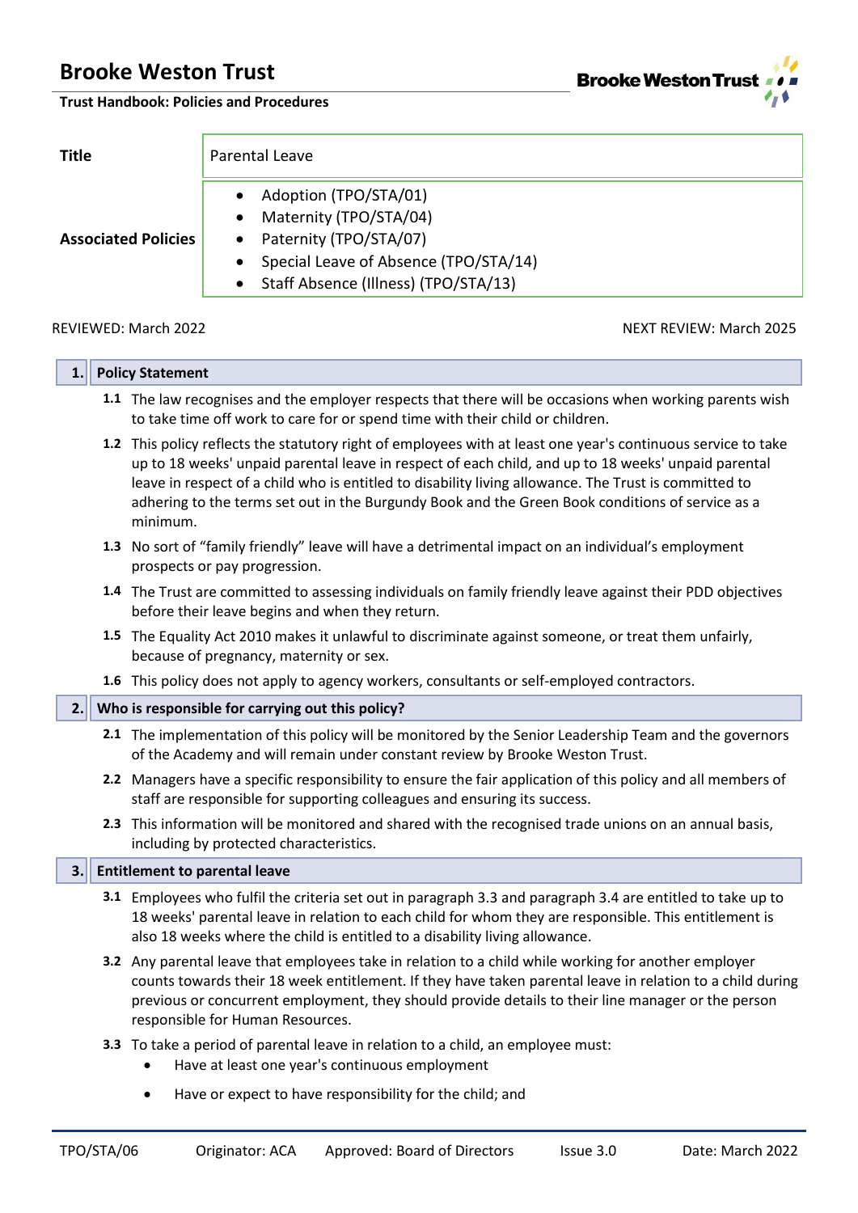# Brooke Weston Trust

**Trust Handbook: Policies and Procedures**

| | |
|---|---|
| **Title** | Parental Leave |
| **Associated Policies** | • Adoption (TPO/STA/01)<br>• Maternity (TPO/STA/04)<br>• Paternity (TPO/STA/07)<br>• Special Leave of Absence (TPO/STA/14)<br>• Staff Absence (Illness) (TPO/STA/13) |

REVIEWED: March 2022

NEXT REVIEW: March 2025

## 1. Policy Statement

**1.1** The law recognises and the employer respects that there will be occasions when working parents wish to take time off work to care for or spend time with their child or children.

**1.2** This policy reflects the statutory right of employees with at least one year's continuous service to take up to 18 weeks' unpaid parental leave in respect of each child, and up to 18 weeks' unpaid parental leave in respect of a child who is entitled to disability living allowance. The Trust is committed to adhering to the terms set out in the Burgundy Book and the Green Book conditions of service as a minimum.

**1.3** No sort of "family friendly" leave will have a detrimental impact on an individual's employment prospects or pay progression.

**1.4** The Trust are committed to assessing individuals on family friendly leave against their PDD objectives before their leave begins and when they return.

**1.5** The Equality Act 2010 makes it unlawful to discriminate against someone, or treat them unfairly, because of pregnancy, maternity or sex.

**1.6** This policy does not apply to agency workers, consultants or self-employed contractors.

## 2. Who is responsible for carrying out this policy?

**2.1** The implementation of this policy will be monitored by the Senior Leadership Team and the governors of the Academy and will remain under constant review by Brooke Weston Trust.

**2.2** Managers have a specific responsibility to ensure the fair application of this policy and all members of staff are responsible for supporting colleagues and ensuring its success.

**2.3** This information will be monitored and shared with the recognised trade unions on an annual basis, including by protected characteristics.

## 3. Entitlement to parental leave

**3.1** Employees who fulfil the criteria set out in paragraph 3.3 and paragraph 3.4 are entitled to take up to 18 weeks' parental leave in relation to each child for whom they are responsible. This entitlement is also 18 weeks where the child is entitled to a disability living allowance.

**3.2** Any parental leave that employees take in relation to a child while working for another employer counts towards their 18 week entitlement. If they have taken parental leave in relation to a child during previous or concurrent employment, they should provide details to their line manager or the person responsible for Human Resources.

**3.3** To take a period of parental leave in relation to a child, an employee must:

- Have at least one year's continuous employment
- Have or expect to have responsibility for the child; and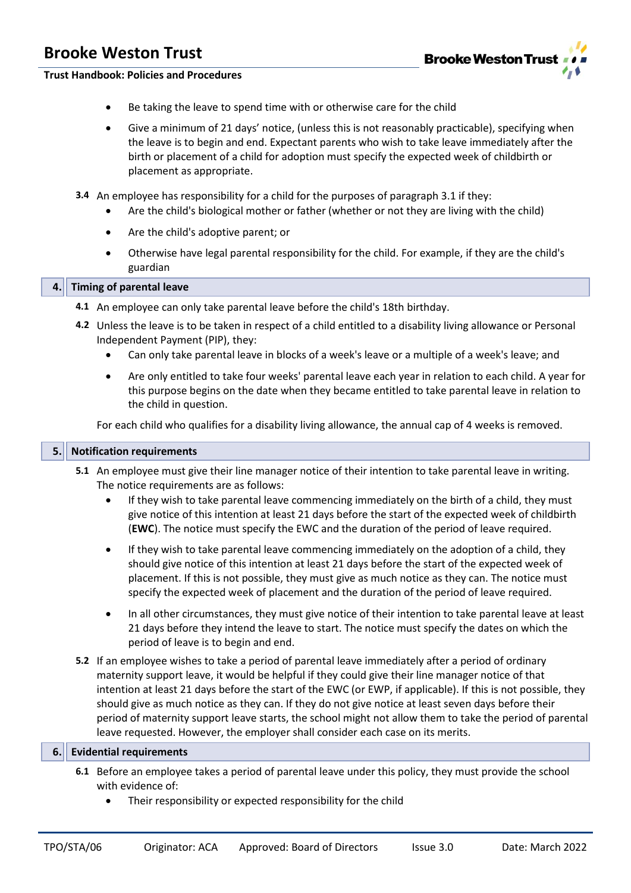- Be taking the leave to spend time with or otherwise care for the child
- Give a minimum of 21 days' notice, (unless this is not reasonably practicable), specifying when the leave is to begin and end. Expectant parents who wish to take leave immediately after the birth or placement of a child for adoption must specify the expected week of childbirth or placement as appropriate.

**3.4** An employee has responsibility for a child for the purposes of paragraph 3.1 if they:

- Are the child's biological mother or father (whether or not they are living with the child)
- Are the child's adoptive parent; or
- Otherwise have legal parental responsibility for the child. For example, if they are the child's guardian

## 4. Timing of parental leave

**4.1** An employee can only take parental leave before the child's 18th birthday.

**4.2** Unless the leave is to be taken in respect of a child entitled to a disability living allowance or Personal Independent Payment (PIP), they:

- Can only take parental leave in blocks of a week's leave or a multiple of a week's leave; and
- Are only entitled to take four weeks' parental leave each year in relation to each child. A year for this purpose begins on the date when they became entitled to take parental leave in relation to the child in question.

For each child who qualifies for a disability living allowance, the annual cap of 4 weeks is removed.

## 5. Notification requirements

**5.1** An employee must give their line manager notice of their intention to take parental leave in writing. The notice requirements are as follows:

- If they wish to take parental leave commencing immediately on the birth of a child, they must give notice of this intention at least 21 days before the start of the expected week of childbirth (**EWC**). The notice must specify the EWC and the duration of the period of leave required.
- If they wish to take parental leave commencing immediately on the adoption of a child, they should give notice of this intention at least 21 days before the start of the expected week of placement. If this is not possible, they must give as much notice as they can. The notice must specify the expected week of placement and the duration of the period of leave required.
- In all other circumstances, they must give notice of their intention to take parental leave at least 21 days before they intend the leave to start. The notice must specify the dates on which the period of leave is to begin and end.

**5.2** If an employee wishes to take a period of parental leave immediately after a period of ordinary maternity support leave, it would be helpful if they could give their line manager notice of that intention at least 21 days before the start of the EWC (or EWP, if applicable). If this is not possible, they should give as much notice as they can. If they do not give notice at least seven days before their period of maternity support leave starts, the school might not allow them to take the period of parental leave requested. However, the employer shall consider each case on its merits.

## 6. Evidential requirements

**6.1** Before an employee takes a period of parental leave under this policy, they must provide the school with evidence of:

- Their responsibility or expected responsibility for the child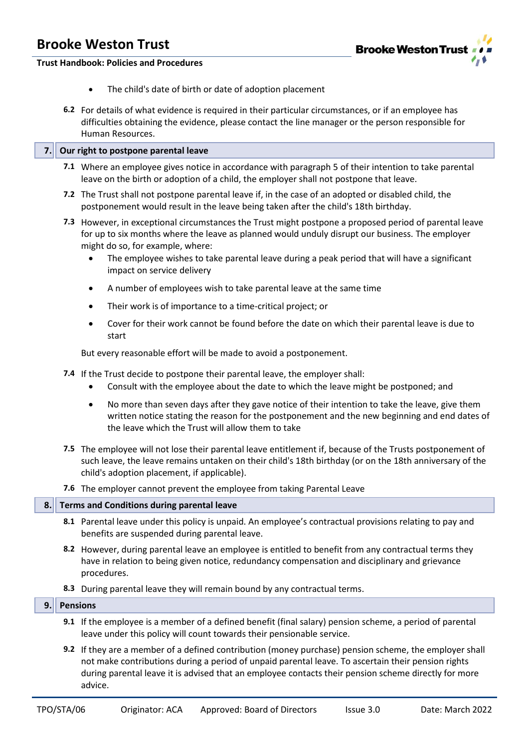- The child's date of birth or date of adoption placement

**6.2** For details of what evidence is required in their particular circumstances, or if an employee has difficulties obtaining the evidence, please contact the line manager or the person responsible for Human Resources.

## 7. Our right to postpone parental leave

**7.1** Where an employee gives notice in accordance with paragraph 5 of their intention to take parental leave on the birth or adoption of a child, the employer shall not postpone that leave.

**7.2** The Trust shall not postpone parental leave if, in the case of an adopted or disabled child, the postponement would result in the leave being taken after the child's 18th birthday.

**7.3** However, in exceptional circumstances the Trust might postpone a proposed period of parental leave for up to six months where the leave as planned would unduly disrupt our business. The employer might do so, for example, where:

- The employee wishes to take parental leave during a peak period that will have a significant impact on service delivery
- A number of employees wish to take parental leave at the same time
- Their work is of importance to a time-critical project; or
- Cover for their work cannot be found before the date on which their parental leave is due to start

But every reasonable effort will be made to avoid a postponement.

**7.4** If the Trust decide to postpone their parental leave, the employer shall:

- Consult with the employee about the date to which the leave might be postponed; and
- No more than seven days after they gave notice of their intention to take the leave, give them written notice stating the reason for the postponement and the new beginning and end dates of the leave which the Trust will allow them to take

**7.5** The employee will not lose their parental leave entitlement if, because of the Trusts postponement of such leave, the leave remains untaken on their child's 18th birthday (or on the 18th anniversary of the child's adoption placement, if applicable).

**7.6** The employer cannot prevent the employee from taking Parental Leave

## 8. Terms and Conditions during parental leave

**8.1** Parental leave under this policy is unpaid. An employee's contractual provisions relating to pay and benefits are suspended during parental leave.

**8.2** However, during parental leave an employee is entitled to benefit from any contractual terms they have in relation to being given notice, redundancy compensation and disciplinary and grievance procedures.

**8.3** During parental leave they will remain bound by any contractual terms.

## 9. Pensions

**9.1** If the employee is a member of a defined benefit (final salary) pension scheme, a period of parental leave under this policy will count towards their pensionable service.

**9.2** If they are a member of a defined contribution (money purchase) pension scheme, the employer shall not make contributions during a period of unpaid parental leave. To ascertain their pension rights during parental leave it is advised that an employee contacts their pension scheme directly for more advice.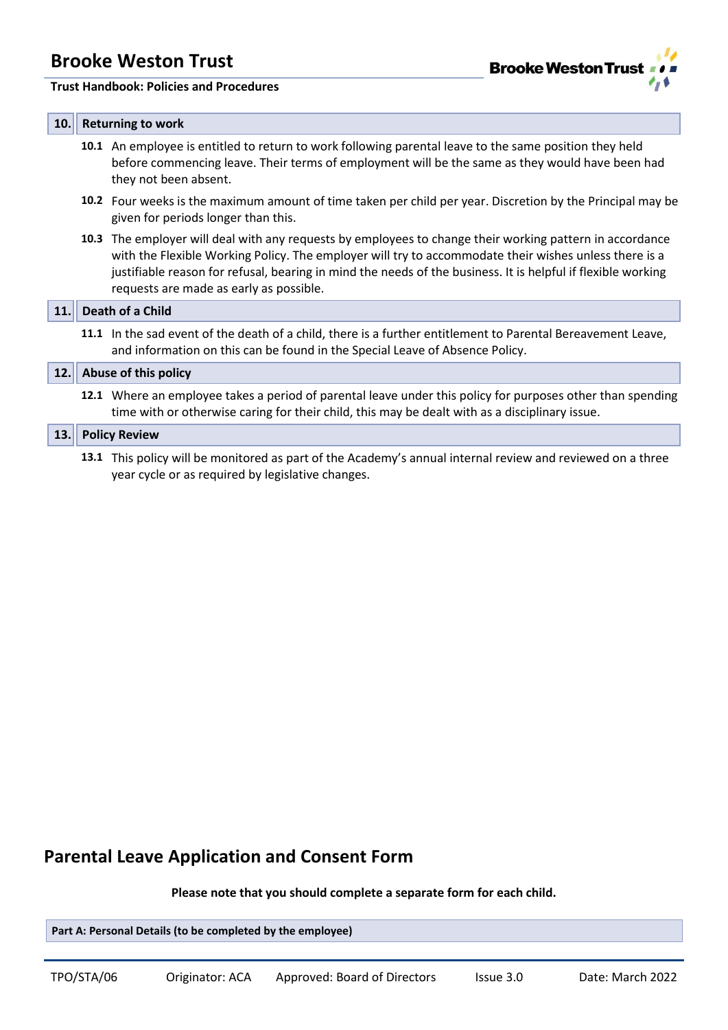## 10. Returning to work

**10.1** An employee is entitled to return to work following parental leave to the same position they held before commencing leave. Their terms of employment will be the same as they would have been had they not been absent.

**10.2** Four weeks is the maximum amount of time taken per child per year. Discretion by the Principal may be given for periods longer than this.

**10.3** The employer will deal with any requests by employees to change their working pattern in accordance with the Flexible Working Policy. The employer will try to accommodate their wishes unless there is a justifiable reason for refusal, bearing in mind the needs of the business. It is helpful if flexible working requests are made as early as possible.

## 11. Death of a Child

**11.1** In the sad event of the death of a child, there is a further entitlement to Parental Bereavement Leave, and information on this can be found in the Special Leave of Absence Policy.

## 12. Abuse of this policy

**12.1** Where an employee takes a period of parental leave under this policy for purposes other than spending time with or otherwise caring for their child, this may be dealt with as a disciplinary issue.

## 13. Policy Review

**13.1** This policy will be monitored as part of the Academy's annual internal review and reviewed on a three year cycle or as required by legislative changes.

# Parental Leave Application and Consent Form

**Please note that you should complete a separate form for each child.**

| Part A: Personal Details (to be completed by the employee) |
|---|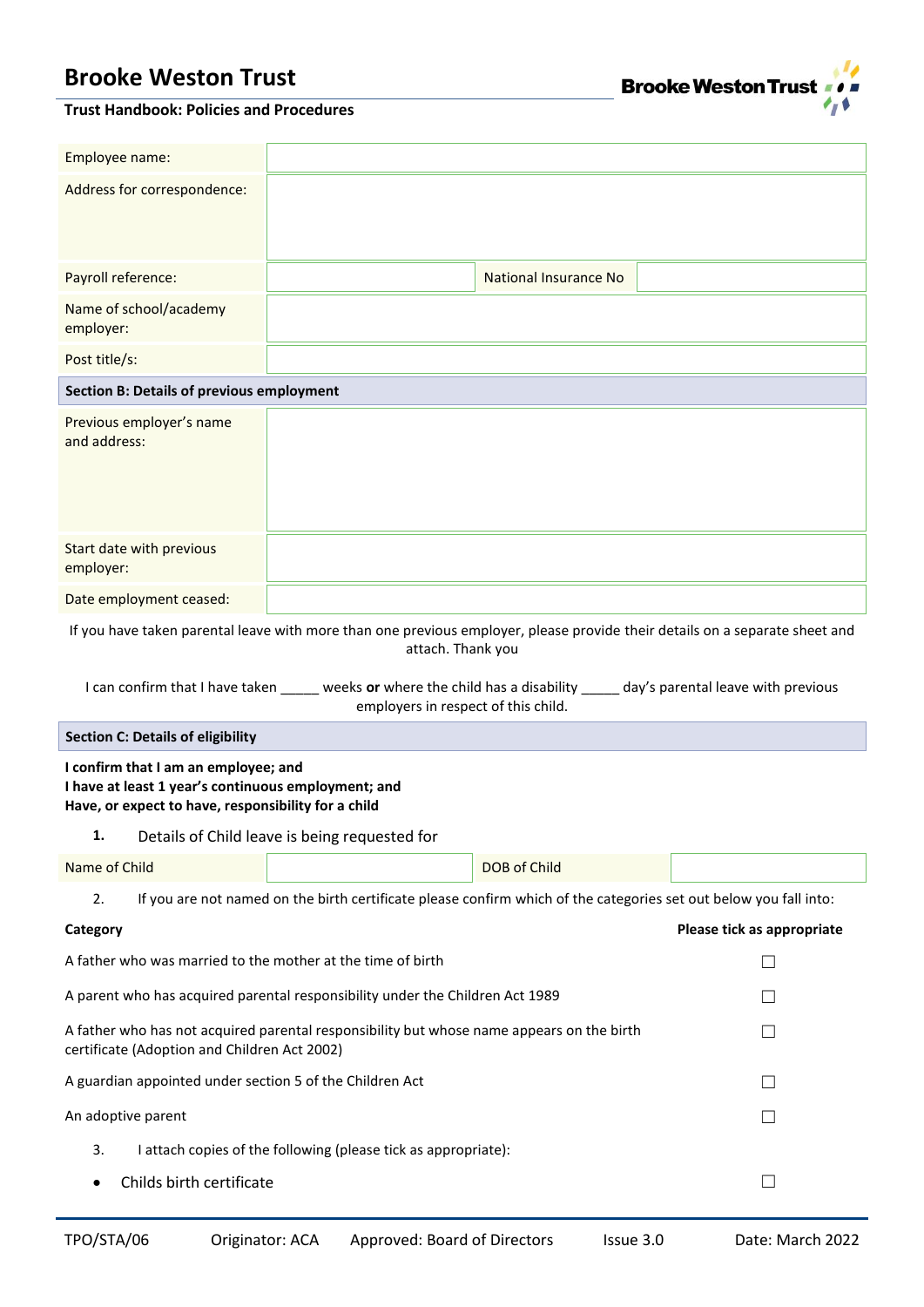| Employee name: | | | |
|---|---|---|---|
| Address for correspondence: | | | |
| Payroll reference: | | National Insurance No | |
| Name of school/academy employer: | | | |
| Post title/s: | | | |

**Section B: Details of previous employment**

| Previous employer's name and address: | |
|---|---|
| Start date with previous employer: | |
| Date employment ceased: | |

If you have taken parental leave with more than one previous employer, please provide their details on a separate sheet and attach. Thank you

I can confirm that I have taken _____ weeks **or** where the child has a disability _____ day's parental leave with previous employers in respect of this child.

**Section C: Details of eligibility**

**I confirm that I am an employee; and**
**I have at least 1 year's continuous employment; and**
**Have, or expect to have, responsibility for a child**

1. Details of Child leave is being requested for

| Name of Child | | DOB of Child | |
|---|---|---|---|

2. If you are not named on the birth certificate please confirm which of the categories set out below you fall into:

| **Category** | **Please tick as appropriate** |
|---|---|
| A father who was married to the mother at the time of birth | ☐ |
| A parent who has acquired parental responsibility under the Children Act 1989 | ☐ |
| A father who has not acquired parental responsibility but whose name appears on the birth certificate (Adoption and Children Act 2002) | ☐ |
| A guardian appointed under section 5 of the Children Act | ☐ |
| An adoptive parent | ☐ |

3. I attach copies of the following (please tick as appropriate):

- Childs birth certificate ☐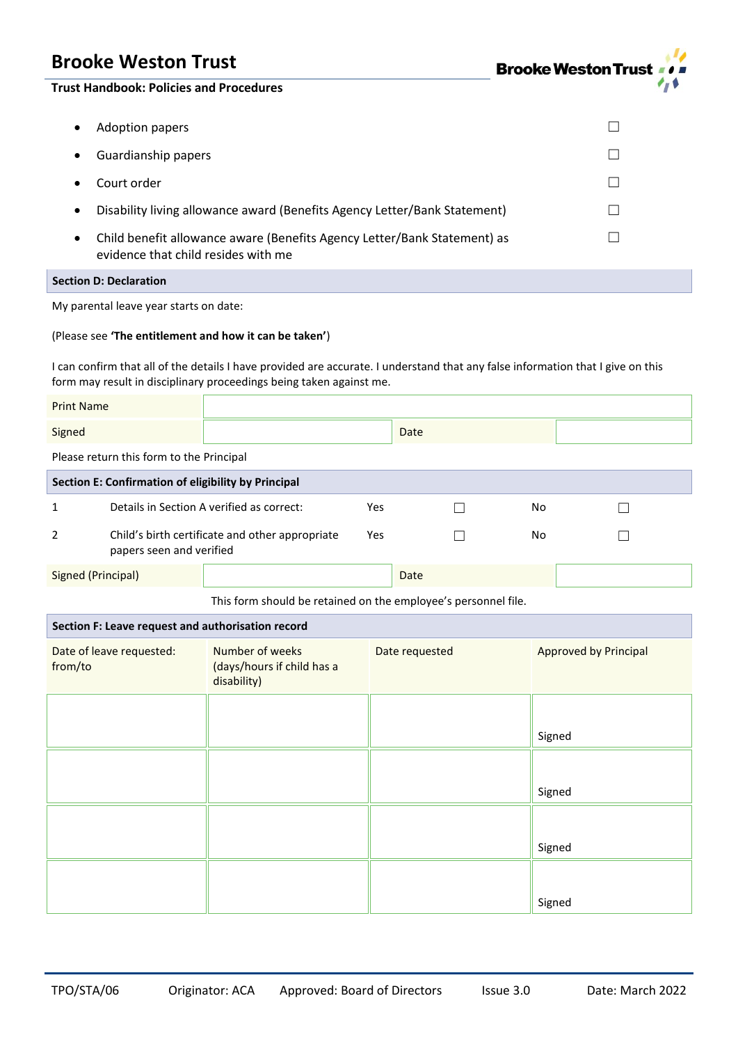- Adoption papers ☐
- Guardianship papers ☐
- Court order ☐
- Disability living allowance award (Benefits Agency Letter/Bank Statement) ☐
- Child benefit allowance aware (Benefits Agency Letter/Bank Statement) as evidence that child resides with me ☐

**Section D: Declaration**

My parental leave year starts on date:

(Please see **'The entitlement and how it can be taken'**)

I can confirm that all of the details I have provided are accurate. I understand that any false information that I give on this form may result in disciplinary proceedings being taken against me.

| Print Name | | | |
|---|---|---|---|
| Signed | | Date | |

Please return this form to the Principal

**Section E: Confirmation of eligibility by Principal**

| | | | | | |
|---|---|---|---|---|---|
| 1 | Details in Section A verified as correct: | Yes | ☐ | No | ☐ |
| 2 | Child's birth certificate and other appropriate papers seen and verified | Yes | ☐ | No | ☐ |

| Signed (Principal) | | Date | |
|---|---|---|---|

This form should be retained on the employee's personnel file.

**Section F: Leave request and authorisation record**

| Date of leave requested: from/to | Number of weeks (days/hours if child has a disability) | Date requested | Approved by Principal |
|---|---|---|---|
| | | | Signed |
| | | | Signed |
| | | | Signed |
| | | | Signed |